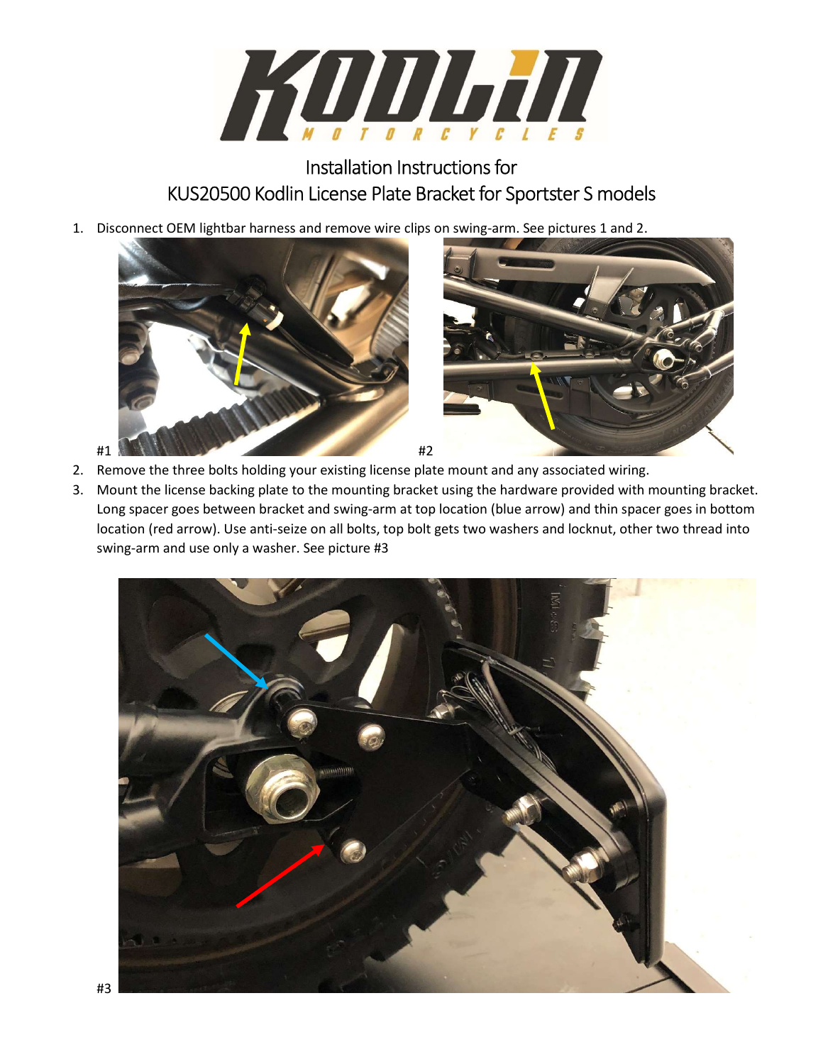# Installation Instructions for KUS20500 Kodlin License Plate Bracket for Sportster S models

1. Disconnect OEM lightbar harness and remove wire clips on swing-arm. See pictures 1 and 2.

#1

#2

2. Remove the three bolts holding your existing license plate mount and any associated wiring.
3. Mount the license backing plate to the mounting bracket using the hardware provided with mounting bracket. Long spacer goes between bracket and swing-arm at top location (blue arrow) and thin spacer goes in bottom location (red arrow). Use anti-seize on all bolts, top bolt gets two washers and locknut, other two thread into swing-arm and use only a washer. See picture #3

#3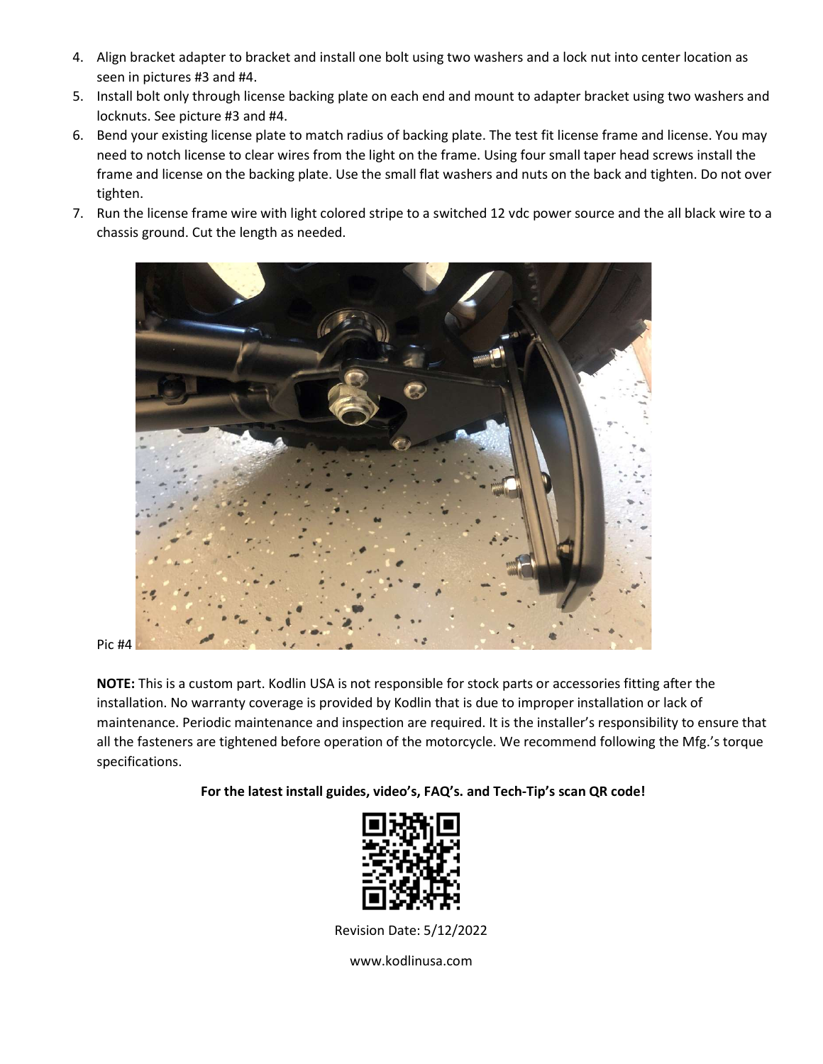4. Align bracket adapter to bracket and install one bolt using two washers and a lock nut into center location as seen in pictures #3 and #4.
5. Install bolt only through license backing plate on each end and mount to adapter bracket using two washers and locknuts. See picture #3 and #4.
6. Bend your existing license plate to match radius of backing plate. The test fit license frame and license. You may need to notch license to clear wires from the light on the frame. Using four small taper head screws install the frame and license on the backing plate. Use the small flat washers and nuts on the back and tighten. Do not over tighten.
7. Run the license frame wire with light colored stripe to a switched 12 vdc power source and the all black wire to a chassis ground. Cut the length as needed.

Pic #4

**NOTE:** This is a custom part. Kodlin USA is not responsible for stock parts or accessories fitting after the installation. No warranty coverage is provided by Kodlin that is due to improper installation or lack of maintenance. Periodic maintenance and inspection are required. It is the installer's responsibility to ensure that all the fasteners are tightened before operation of the motorcycle. We recommend following the Mfg.'s torque specifications.

**For the latest install guides, video's, FAQ's. and Tech-Tip's scan QR code!**

Revision Date: 5/12/2022

www.kodlinusa.com